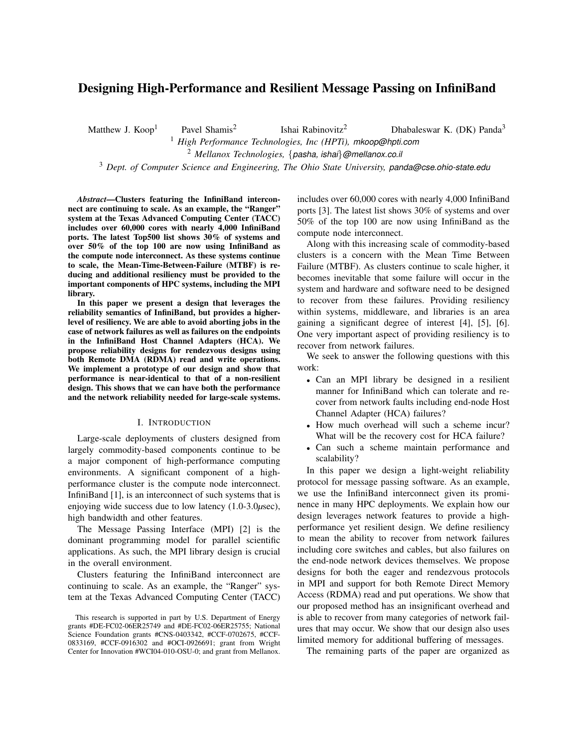# Designing High-Performance and Resilient Message Passing on InfiniBand

Matthew J. Koop[1] Pavel Shamis[2] Ishai Rabinovitz[2] Dhabaleswar K. (DK) Panda[3]

[1] *High Performance Technologies, Inc (HPTi), mkoop@hpti.com*

[2] *Mellanox Technologies, {pasha, ishai}@mellanox.co.il*

[3] *Dept. of Computer Science and Engineering, The Ohio State University, panda@cse.ohio-state.edu*

***Abstract*—Clusters featuring the InfiniBand interconnect are continuing to scale. As an example, the "Ranger" system at the Texas Advanced Computing Center (TACC) includes over 60,000 cores with nearly 4,000 InfiniBand ports. The latest Top500 list shows 30% of systems and over 50% of the top 100 are now using InfiniBand as the compute node interconnect. As these systems continue to scale, the Mean-Time-Between-Failure (MTBF) is reducing and additional resiliency must be provided to the important components of HPC systems, including the MPI library.**

**In this paper we present a design that leverages the reliability semantics of InfiniBand, but provides a higher-level of resiliency. We are able to avoid aborting jobs in the case of network failures as well as failures on the endpoints in the InfiniBand Host Channel Adapters (HCA). We propose reliability designs for rendezvous designs using both Remote DMA (RDMA) read and write operations. We implement a prototype of our design and show that performance is near-identical to that of a non-resilient design. This shows that we can have both the performance and the network reliability needed for large-scale systems.**

## I. Introduction

Large-scale deployments of clusters designed from largely commodity-based components continue to be a major component of high-performance computing environments. A significant component of a high-performance cluster is the compute node interconnect. InfiniBand [1], is an interconnect of such systems that is enjoying wide success due to low latency (1.0-3.0$\mu$sec), high bandwidth and other features.

The Message Passing Interface (MPI) [2] is the dominant programming model for parallel scientific applications. As such, the MPI library design is crucial in the overall environment.

Clusters featuring the InfiniBand interconnect are continuing to scale. As an example, the "Ranger" system at the Texas Advanced Computing Center (TACC) includes over 60,000 cores with nearly 4,000 InfiniBand ports [3]. The latest list shows 30% of systems and over 50% of the top 100 are now using InfiniBand as the compute node interconnect.

Along with this increasing scale of commodity-based clusters is a concern with the Mean Time Between Failure (MTBF). As clusters continue to scale higher, it becomes inevitable that some failure will occur in the system and hardware and software need to be designed to recover from these failures. Providing resiliency within systems, middleware, and libraries is an area gaining a significant degree of interest [4], [5], [6]. One very important aspect of providing resiliency is to recover from network failures.

We seek to answer the following questions with this work:

- Can an MPI library be designed in a resilient manner for InfiniBand which can tolerate and recover from network faults including end-node Host Channel Adapter (HCA) failures?
- How much overhead will such a scheme incur? What will be the recovery cost for HCA failure?
- Can such a scheme maintain performance and scalability?

In this paper we design a light-weight reliability protocol for message passing software. As an example, we use the InfiniBand interconnect given its prominence in many HPC deployments. We explain how our design leverages network features to provide a high-performance yet resilient design. We define resiliency to mean the ability to recover from network failures including core switches and cables, but also failures on the end-node network devices themselves. We propose designs for both the eager and rendezvous protocols in MPI and support for both Remote Direct Memory Access (RDMA) read and put operations. We show that our proposed method has an insignificant overhead and is able to recover from many categories of network failures that may occur. We show that our design also uses limited memory for additional buffering of messages.

The remaining parts of the paper are organized as

This research is supported in part by U.S. Department of Energy grants #DE-FC02-06ER25749 and #DE-FC02-06ER25755; National Science Foundation grants #CNS-0403342, #CCF-0702675, #CCF-0833169, #CCF-0916302 and #OCI-0926691; grant from Wright Center for Innovation #WCI04-010-OSU-0; and grant from Mellanox.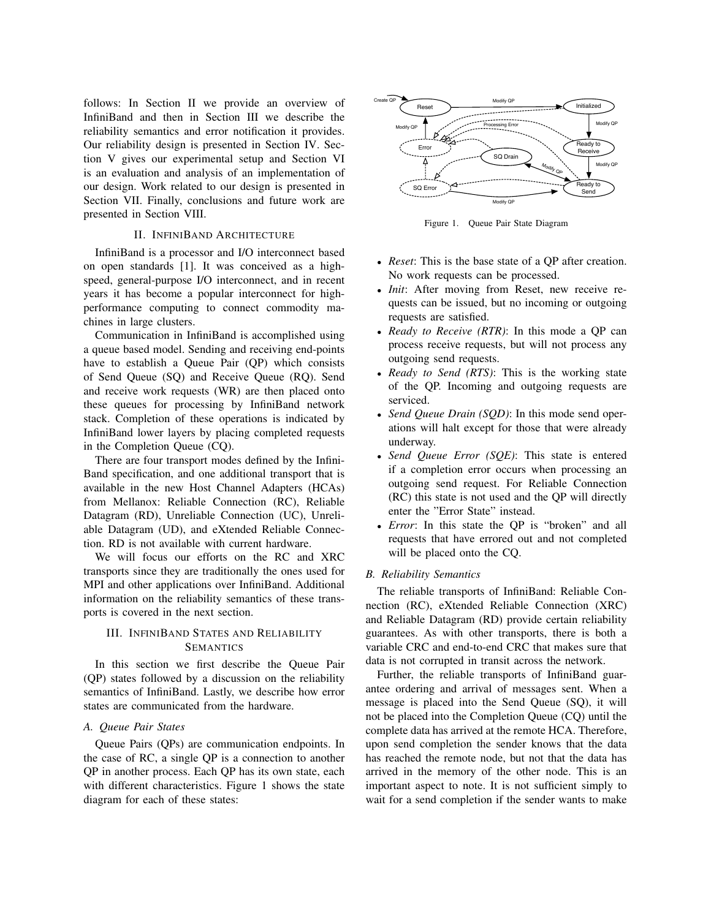follows: In Section II we provide an overview of InfiniBand and then in Section III we describe the reliability semantics and error notification it provides. Our reliability design is presented in Section IV. Section V gives our experimental setup and Section VI is an evaluation and analysis of an implementation of our design. Work related to our design is presented in Section VII. Finally, conclusions and future work are presented in Section VIII.

## II. InfiniBand Architecture

InfiniBand is a processor and I/O interconnect based on open standards [1]. It was conceived as a high-speed, general-purpose I/O interconnect, and in recent years it has become a popular interconnect for high-performance computing to connect commodity machines in large clusters.

Communication in InfiniBand is accomplished using a queue based model. Sending and receiving end-points have to establish a Queue Pair (QP) which consists of Send Queue (SQ) and Receive Queue (RQ). Send and receive work requests (WR) are then placed onto these queues for processing by InfiniBand network stack. Completion of these operations is indicated by InfiniBand lower layers by placing completed requests in the Completion Queue (CQ).

There are four transport modes defined by the InfiniBand specification, and one additional transport that is available in the new Host Channel Adapters (HCAs) from Mellanox: Reliable Connection (RC), Reliable Datagram (RD), Unreliable Connection (UC), Unreliable Datagram (UD), and eXtended Reliable Connection. RD is not available with current hardware.

We will focus our efforts on the RC and XRC transports since they are traditionally the ones used for MPI and other applications over InfiniBand. Additional information on the reliability semantics of these transports is covered in the next section.

## III. InfiniBand States and Reliability Semantics

In this section we first describe the Queue Pair (QP) states followed by a discussion on the reliability semantics of InfiniBand. Lastly, we describe how error states are communicated from the hardware.

### A. Queue Pair States

Queue Pairs (QPs) are communication endpoints. In the case of RC, a single QP is a connection to another QP in another process. Each QP has its own state, each with different characteristics. Figure 1 shows the state diagram for each of these states:

Figure 1. Queue Pair State Diagram

- *Reset*: This is the base state of a QP after creation. No work requests can be processed.
- *Init*: After moving from Reset, new receive requests can be issued, but no incoming or outgoing requests are satisfied.
- *Ready to Receive (RTR)*: In this mode a QP can process receive requests, but will not process any outgoing send requests.
- *Ready to Send (RTS)*: This is the working state of the QP. Incoming and outgoing requests are serviced.
- *Send Queue Drain (SQD)*: In this mode send operations will halt except for those that were already underway.
- *Send Queue Error (SQE)*: This state is entered if a completion error occurs when processing an outgoing send request. For Reliable Connection (RC) this state is not used and the QP will directly enter the "Error State" instead.
- *Error*: In this state the QP is "broken" and all requests that have errored out and not completed will be placed onto the CQ.

### B. Reliability Semantics

The reliable transports of InfiniBand: Reliable Connection (RC), eXtended Reliable Connection (XRC) and Reliable Datagram (RD) provide certain reliability guarantees. As with other transports, there is both a variable CRC and end-to-end CRC that makes sure that data is not corrupted in transit across the network.

Further, the reliable transports of InfiniBand guarantee ordering and arrival of messages sent. When a message is placed into the Send Queue (SQ), it will not be placed into the Completion Queue (CQ) until the complete data has arrived at the remote HCA. Therefore, upon send completion the sender knows that the data has reached the remote node, but not that the data has arrived in the memory of the other node. This is an important aspect to note. It is not sufficient simply to wait for a send completion if the sender wants to make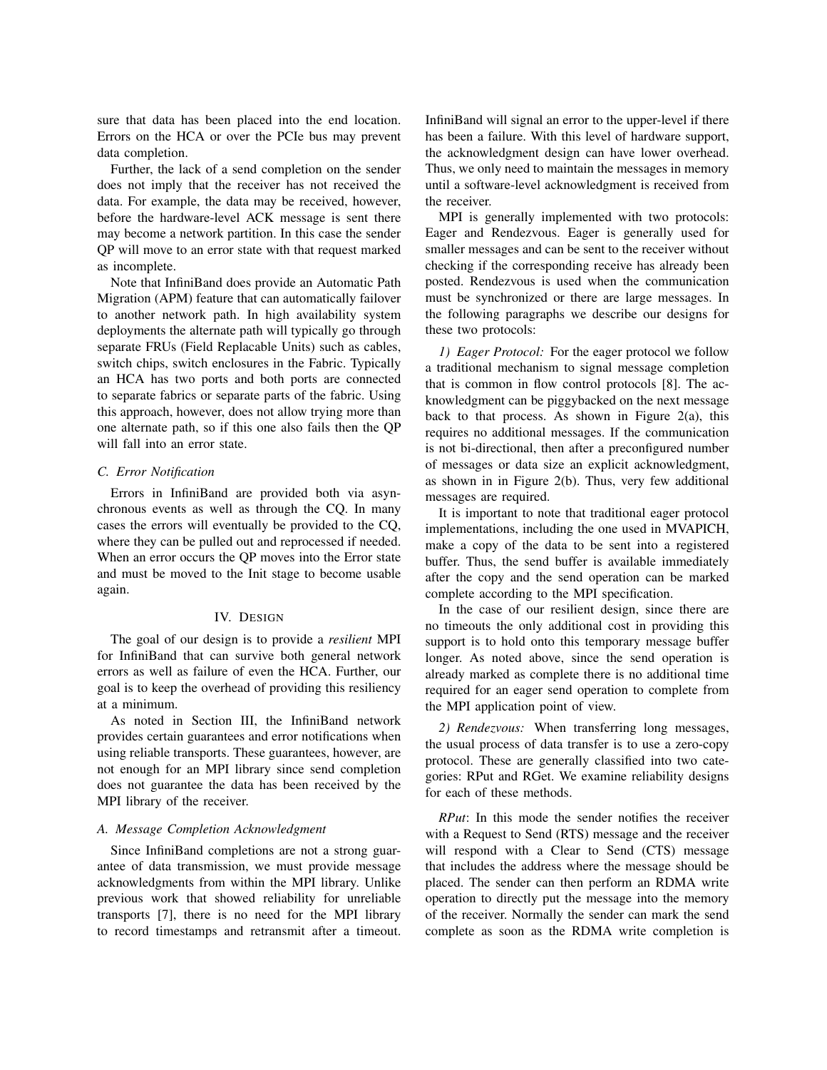sure that data has been placed into the end location. Errors on the HCA or over the PCIe bus may prevent data completion.

Further, the lack of a send completion on the sender does not imply that the receiver has not received the data. For example, the data may be received, however, before the hardware-level ACK message is sent there may become a network partition. In this case the sender QP will move to an error state with that request marked as incomplete.

Note that InfiniBand does provide an Automatic Path Migration (APM) feature that can automatically failover to another network path. In high availability system deployments the alternate path will typically go through separate FRUs (Field Replacable Units) such as cables, switch chips, switch enclosures in the Fabric. Typically an HCA has two ports and both ports are connected to separate fabrics or separate parts of the fabric. Using this approach, however, does not allow trying more than one alternate path, so if this one also fails then the QP will fall into an error state.

### C. Error Notification

Errors in InfiniBand are provided both via asynchronous events as well as through the CQ. In many cases the errors will eventually be provided to the CQ, where they can be pulled out and reprocessed if needed. When an error occurs the QP moves into the Error state and must be moved to the Init stage to become usable again.

## IV. Design

The goal of our design is to provide a *resilient* MPI for InfiniBand that can survive both general network errors as well as failure of even the HCA. Further, our goal is to keep the overhead of providing this resiliency at a minimum.

As noted in Section III, the InfiniBand network provides certain guarantees and error notifications when using reliable transports. These guarantees, however, are not enough for an MPI library since send completion does not guarantee the data has been received by the MPI library of the receiver.

### A. Message Completion Acknowledgment

Since InfiniBand completions are not a strong guarantee of data transmission, we must provide message acknowledgments from within the MPI library. Unlike previous work that showed reliability for unreliable transports [7], there is no need for the MPI library to record timestamps and retransmit after a timeout. InfiniBand will signal an error to the upper-level if there has been a failure. With this level of hardware support, the acknowledgment design can have lower overhead. Thus, we only need to maintain the messages in memory until a software-level acknowledgment is received from the receiver.

MPI is generally implemented with two protocols: Eager and Rendezvous. Eager is generally used for smaller messages and can be sent to the receiver without checking if the corresponding receive has already been posted. Rendezvous is used when the communication must be synchronized or there are large messages. In the following paragraphs we describe our designs for these two protocols:

*1) Eager Protocol:* For the eager protocol we follow a traditional mechanism to signal message completion that is common in flow control protocols [8]. The acknowledgment can be piggybacked on the next message back to that process. As shown in Figure 2(a), this requires no additional messages. If the communication is not bi-directional, then after a preconfigured number of messages or data size an explicit acknowledgment, as shown in in Figure 2(b). Thus, very few additional messages are required.

It is important to note that traditional eager protocol implementations, including the one used in MVAPICH, make a copy of the data to be sent into a registered buffer. Thus, the send buffer is available immediately after the copy and the send operation can be marked complete according to the MPI specification.

In the case of our resilient design, since there are no timeouts the only additional cost in providing this support is to hold onto this temporary message buffer longer. As noted above, since the send operation is already marked as complete there is no additional time required for an eager send operation to complete from the MPI application point of view.

*2) Rendezvous:* When transferring long messages, the usual process of data transfer is to use a zero-copy protocol. These are generally classified into two categories: RPut and RGet. We examine reliability designs for each of these methods.

*RPut*: In this mode the sender notifies the receiver with a Request to Send (RTS) message and the receiver will respond with a Clear to Send (CTS) message that includes the address where the message should be placed. The sender can then perform an RDMA write operation to directly put the message into the memory of the receiver. Normally the sender can mark the send complete as soon as the RDMA write completion is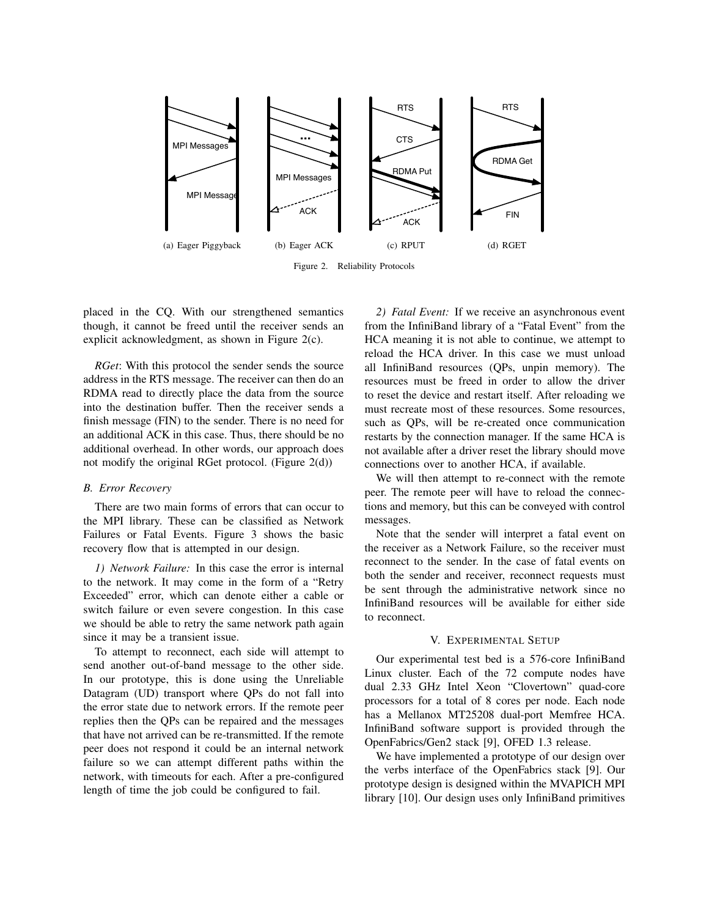RTS

CTS

RDMA Put

ACK

RTS

RDMA Get

FIN

MPI Messages

MPI Message

MPI Messages

ACK

(a) Eager Piggyback

(b) Eager ACK

(c) RPUT

(d) RGET

Figure 2. Reliability Protocols

placed in the CQ. With our strengthened semantics though, it cannot be freed until the receiver sends an explicit acknowledgment, as shown in Figure 2(c).

*RGet*: With this protocol the sender sends the source address in the RTS message. The receiver can then do an RDMA read to directly place the data from the source into the destination buffer. Then the receiver sends a finish message (FIN) to the sender. There is no need for an additional ACK in this case. Thus, there should be no additional overhead. In other words, our approach does not modify the original RGet protocol. (Figure 2(d))

### B. Error Recovery

There are two main forms of errors that can occur to the MPI library. These can be classified as Network Failures or Fatal Events. Figure 3 shows the basic recovery flow that is attempted in our design.

*1) Network Failure:* In this case the error is internal to the network. It may come in the form of a "Retry Exceeded" error, which can denote either a cable or switch failure or even severe congestion. In this case we should be able to retry the same network path again since it may be a transient issue.

To attempt to reconnect, each side will attempt to send another out-of-band message to the other side. In our prototype, this is done using the Unreliable Datagram (UD) transport where QPs do not fall into the error state due to network errors. If the remote peer replies then the QPs can be repaired and the messages that have not arrived can be re-transmitted. If the remote peer does not respond it could be an internal network failure so we can attempt different paths within the network, with timeouts for each. After a pre-configured length of time the job could be configured to fail.

*2) Fatal Event:* If we receive an asynchronous event from the InfiniBand library of a "Fatal Event" from the HCA meaning it is not able to continue, we attempt to reload the HCA driver. In this case we must unload all InfiniBand resources (QPs, unpin memory). The resources must be freed in order to allow the driver to reset the device and restart itself. After reloading we must recreate most of these resources. Some resources, such as QPs, will be re-created once communication restarts by the connection manager. If the same HCA is not available after a driver reset the library should move connections over to another HCA, if available.

We will then attempt to re-connect with the remote peer. The remote peer will have to reload the connections and memory, but this can be conveyed with control messages.

Note that the sender will interpret a fatal event on the receiver as a Network Failure, so the receiver must reconnect to the sender. In the case of fatal events on both the sender and receiver, reconnect requests must be sent through the administrative network since no InfiniBand resources will be available for either side to reconnect.

## V. Experimental Setup

Our experimental test bed is a 576-core InfiniBand Linux cluster. Each of the 72 compute nodes have dual 2.33 GHz Intel Xeon "Clovertown" quad-core processors for a total of 8 cores per node. Each node has a Mellanox MT25208 dual-port Memfree HCA. InfiniBand software support is provided through the OpenFabrics/Gen2 stack [9], OFED 1.3 release.

We have implemented a prototype of our design over the verbs interface of the OpenFabrics stack [9]. Our prototype design is designed within the MVAPICH MPI library [10]. Our design uses only InfiniBand primitives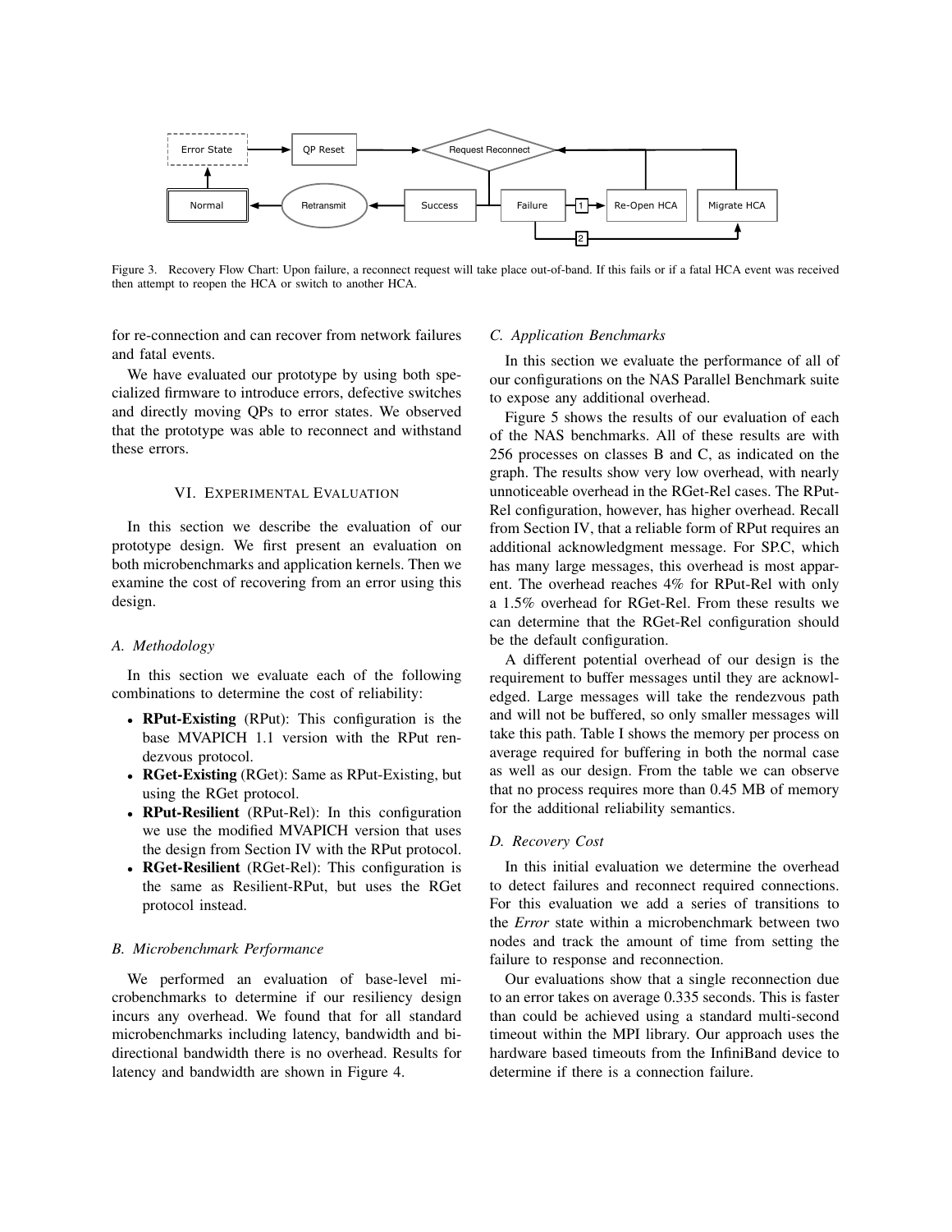Figure 3. Recovery Flow Chart: Upon failure, a reconnect request will take place out-of-band. If this fails or if a fatal HCA event was received then attempt to reopen the HCA or switch to another HCA.

for re-connection and can recover from network failures and fatal events.

We have evaluated our prototype by using both specialized firmware to introduce errors, defective switches and directly moving QPs to error states. We observed that the prototype was able to reconnect and withstand these errors.

## VI. Experimental Evaluation

In this section we describe the evaluation of our prototype design. We first present an evaluation on both microbenchmarks and application kernels. Then we examine the cost of recovering from an error using this design.

### *A. Methodology*

In this section we evaluate each of the following combinations to determine the cost of reliability:

- **RPut-Existing** (RPut): This configuration is the base MVAPICH 1.1 version with the RPut rendezvous protocol.
- **RGet-Existing** (RGet): Same as RPut-Existing, but using the RGet protocol.
- **RPut-Resilient** (RPut-Rel): In this configuration we use the modified MVAPICH version that uses the design from Section IV with the RPut protocol.
- **RGet-Resilient** (RGet-Rel): This configuration is the same as Resilient-RPut, but uses the RGet protocol instead.

### *B. Microbenchmark Performance*

We performed an evaluation of base-level microbenchmarks to determine if our resiliency design incurs any overhead. We found that for all standard microbenchmarks including latency, bandwidth and bidirectional bandwidth there is no overhead. Results for latency and bandwidth are shown in Figure 4.

### *C. Application Benchmarks*

In this section we evaluate the performance of all of our configurations on the NAS Parallel Benchmark suite to expose any additional overhead.

Figure 5 shows the results of our evaluation of each of the NAS benchmarks. All of these results are with 256 processes on classes B and C, as indicated on the graph. The results show very low overhead, with nearly unnoticeable overhead in the RGet-Rel cases. The RPut-Rel configuration, however, has higher overhead. Recall from Section IV, that a reliable form of RPut requires an additional acknowledgment message. For SP.C, which has many large messages, this overhead is most apparent. The overhead reaches 4% for RPut-Rel with only a 1.5% overhead for RGet-Rel. From these results we can determine that the RGet-Rel configuration should be the default configuration.

A different potential overhead of our design is the requirement to buffer messages until they are acknowledged. Large messages will take the rendezvous path and will not be buffered, so only smaller messages will take this path. Table I shows the memory per process on average required for buffering in both the normal case as well as our design. From the table we can observe that no process requires more than 0.45 MB of memory for the additional reliability semantics.

### *D. Recovery Cost*

In this initial evaluation we determine the overhead to detect failures and reconnect required connections. For this evaluation we add a series of transitions to the *Error* state within a microbenchmark between two nodes and track the amount of time from setting the failure to response and reconnection.

Our evaluations show that a single reconnection due to an error takes on average 0.335 seconds. This is faster than could be achieved using a standard multi-second timeout within the MPI library. Our approach uses the hardware based timeouts from the InfiniBand device to determine if there is a connection failure.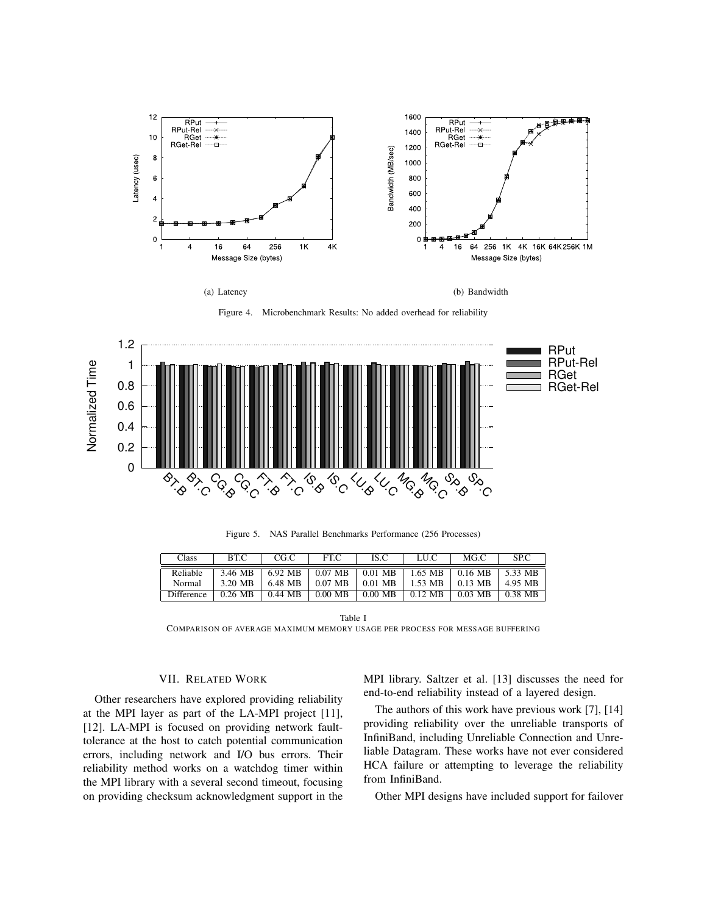(a) Latency

(b) Bandwidth

Figure 4. Microbenchmark Results: No added overhead for reliability

Figure 5. NAS Parallel Benchmarks Performance (256 Processes)

| Class | BT.C | CG.C | FT.C | IS.C | LU.C | MG.C | SP.C |
|---|---|---|---|---|---|---|---|
| Reliable | 3.46 MB | 6.92 MB | 0.07 MB | 0.01 MB | 1.65 MB | 0.16 MB | 5.33 MB |
| Normal | 3.20 MB | 6.48 MB | 0.07 MB | 0.01 MB | 1.53 MB | 0.13 MB | 4.95 MB |
| Difference | 0.26 MB | 0.44 MB | 0.00 MB | 0.00 MB | 0.12 MB | 0.03 MB | 0.38 MB |

Table I
COMPARISON OF AVERAGE MAXIMUM MEMORY USAGE PER PROCESS FOR MESSAGE BUFFERING

## VII. RELATED WORK

Other researchers have explored providing reliability at the MPI layer as part of the LA-MPI project [11], [12]. LA-MPI is focused on providing network fault-tolerance at the host to catch potential communication errors, including network and I/O bus errors. Their reliability method works on a watchdog timer within the MPI library with a several second timeout, focusing on providing checksum acknowledgment support in the MPI library. Saltzer et al. [13] discusses the need for end-to-end reliability instead of a layered design.

The authors of this work have previous work [7], [14] providing reliability over the unreliable transports of InfiniBand, including Unreliable Connection and Unreliable Datagram. These works have not ever considered HCA failure or attempting to leverage the reliability from InfiniBand.

Other MPI designs have included support for failover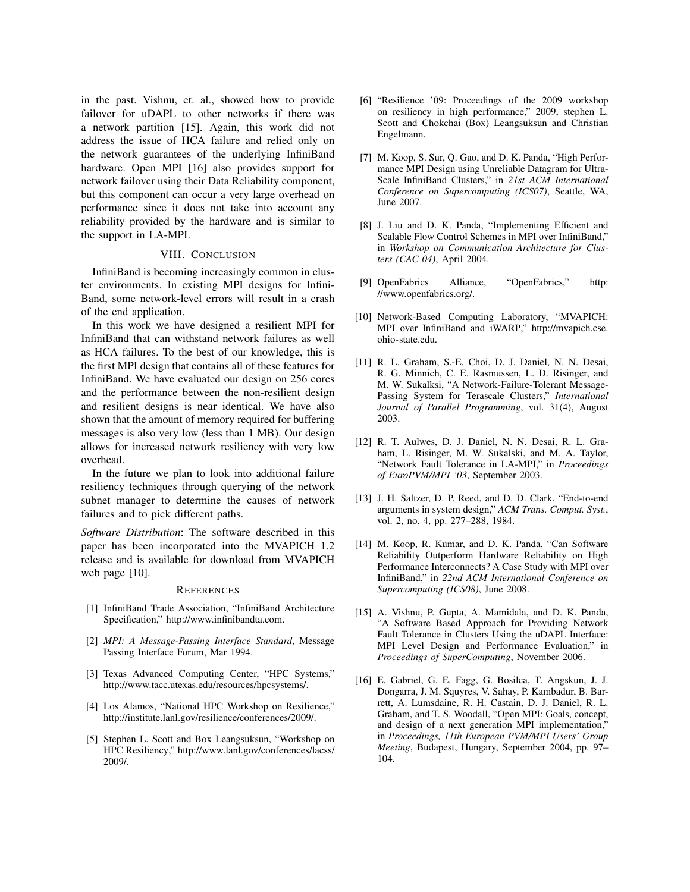in the past. Vishnu, et. al., showed how to provide failover for uDAPL to other networks if there was a network partition [15]. Again, this work did not address the issue of HCA failure and relied only on the network guarantees of the underlying InfiniBand hardware. Open MPI [16] also provides support for network failover using their Data Reliability component, but this component can occur a very large overhead on performance since it does not take into account any reliability provided by the hardware and is similar to the support in LA-MPI.

## VIII. Conclusion

InfiniBand is becoming increasingly common in cluster environments. In existing MPI designs for InfiniBand, some network-level errors will result in a crash of the end application.

In this work we have designed a resilient MPI for InfiniBand that can withstand network failures as well as HCA failures. To the best of our knowledge, this is the first MPI design that contains all of these features for InfiniBand. We have evaluated our design on 256 cores and the performance between the non-resilient design and resilient designs is near identical. We have also shown that the amount of memory required for buffering messages is also very low (less than 1 MB). Our design allows for increased network resiliency with very low overhead.

In the future we plan to look into additional failure resiliency techniques through querying of the network subnet manager to determine the causes of network failures and to pick different paths.

*Software Distribution*: The software described in this paper has been incorporated into the MVAPICH 1.2 release and is available for download from MVAPICH web page [10].

## References

[1] InfiniBand Trade Association, "InfiniBand Architecture Specification," http://www.infinibandta.com.

[2] *MPI: A Message-Passing Interface Standard*, Message Passing Interface Forum, Mar 1994.

[3] Texas Advanced Computing Center, "HPC Systems," http://www.tacc.utexas.edu/resources/hpcsystems/.

[4] Los Alamos, "National HPC Workshop on Resilience," http://institute.lanl.gov/resilience/conferences/2009/.

[5] Stephen L. Scott and Box Leangsuksun, "Workshop on HPC Resiliency," http://www.lanl.gov/conferences/lacss/2009/.

[6] "Resilience '09: Proceedings of the 2009 workshop on resiliency in high performance," 2009, stephen L. Scott and Chokchai (Box) Leangsuksun and Christian Engelmann.

[7] M. Koop, S. Sur, Q. Gao, and D. K. Panda, "High Performance MPI Design using Unreliable Datagram for Ultra-Scale InfiniBand Clusters," in *21st ACM International Conference on Supercomputing (ICS07)*, Seattle, WA, June 2007.

[8] J. Liu and D. K. Panda, "Implementing Efficient and Scalable Flow Control Schemes in MPI over InfiniBand," in *Workshop on Communication Architecture for Clusters (CAC 04)*, April 2004.

[9] OpenFabrics Alliance, "OpenFabrics," http://www.openfabrics.org/.

[10] Network-Based Computing Laboratory, "MVAPICH: MPI over InfiniBand and iWARP," http://mvapich.cse.ohio-state.edu.

[11] R. L. Graham, S.-E. Choi, D. J. Daniel, N. N. Desai, R. G. Minnich, C. E. Rasmussen, L. D. Risinger, and M. W. Sukalksi, "A Network-Failure-Tolerant Message-Passing System for Terascale Clusters," *International Journal of Parallel Programming*, vol. 31(4), August 2003.

[12] R. T. Aulwes, D. J. Daniel, N. N. Desai, R. L. Graham, L. Risinger, M. W. Sukalski, and M. A. Taylor, "Network Fault Tolerance in LA-MPI," in *Proceedings of EuroPVM/MPI '03*, September 2003.

[13] J. H. Saltzer, D. P. Reed, and D. D. Clark, "End-to-end arguments in system design," *ACM Trans. Comput. Syst.*, vol. 2, no. 4, pp. 277–288, 1984.

[14] M. Koop, R. Kumar, and D. K. Panda, "Can Software Reliability Outperform Hardware Reliability on High Performance Interconnects? A Case Study with MPI over InfiniBand," in *22nd ACM International Conference on Supercomputing (ICS08)*, June 2008.

[15] A. Vishnu, P. Gupta, A. Mamidala, and D. K. Panda, "A Software Based Approach for Providing Network Fault Tolerance in Clusters Using the uDAPL Interface: MPI Level Design and Performance Evaluation," in *Proceedings of SuperComputing*, November 2006.

[16] E. Gabriel, G. E. Fagg, G. Bosilca, T. Angskun, J. J. Dongarra, J. M. Squyres, V. Sahay, P. Kambadur, B. Barrett, A. Lumsdaine, R. H. Castain, D. J. Daniel, R. L. Graham, and T. S. Woodall, "Open MPI: Goals, concept, and design of a next generation MPI implementation," in *Proceedings, 11th European PVM/MPI Users' Group Meeting*, Budapest, Hungary, September 2004, pp. 97–104.